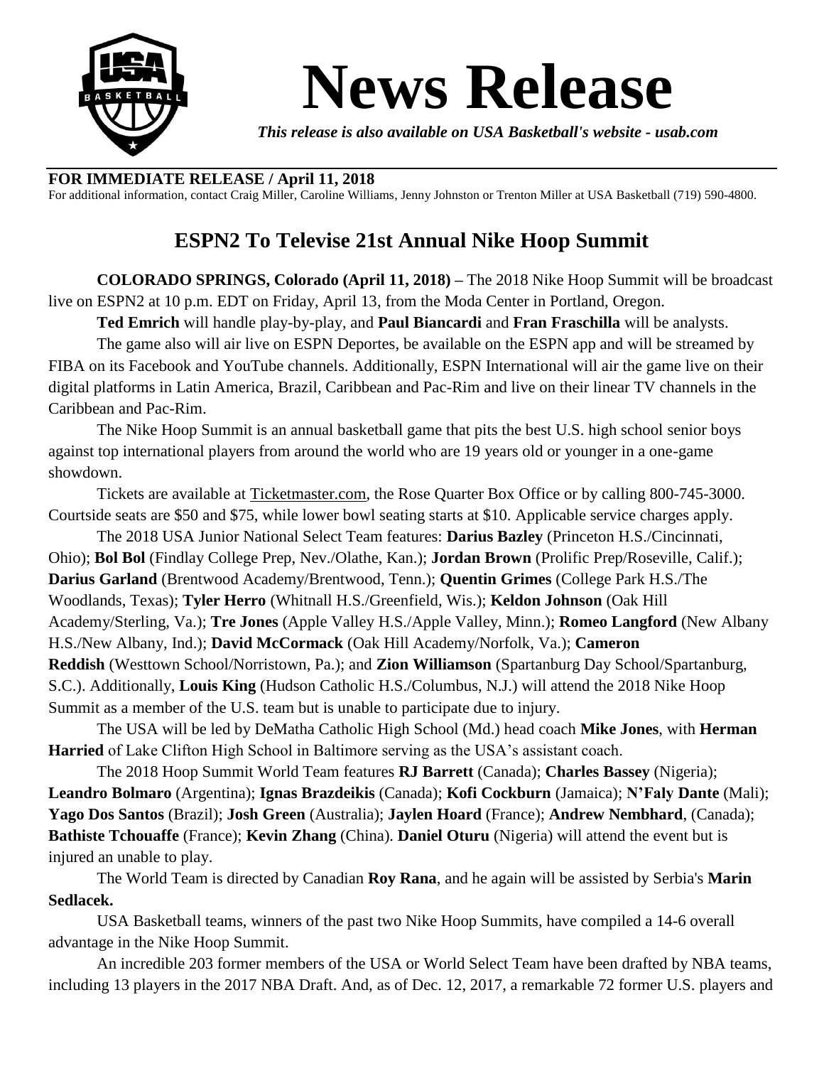# News Release

*This release is also available on USA Basketball's website - usab.com*

**FOR IMMEDIATE RELEASE / April 11, 2018**

For additional information, contact Craig Miller, Caroline Williams, Jenny Johnston or Trenton Miller at USA Basketball (719) 590-4800.

## ESPN2 To Televise 21st Annual Nike Hoop Summit

**COLORADO SPRINGS, Colorado (April 11, 2018) –** The 2018 Nike Hoop Summit will be broadcast live on ESPN2 at 10 p.m. EDT on Friday, April 13, from the Moda Center in Portland, Oregon.

**Ted Emrich** will handle play-by-play, and **Paul Biancardi** and **Fran Fraschilla** will be analysts.

The game also will air live on ESPN Deportes, be available on the ESPN app and will be streamed by FIBA on its Facebook and YouTube channels. Additionally, ESPN International will air the game live on their digital platforms in Latin America, Brazil, Caribbean and Pac-Rim and live on their linear TV channels in the Caribbean and Pac-Rim.

The Nike Hoop Summit is an annual basketball game that pits the best U.S. high school senior boys against top international players from around the world who are 19 years old or younger in a one-game showdown.

Tickets are available at Ticketmaster.com, the Rose Quarter Box Office or by calling 800-745-3000. Courtside seats are $50 and $75, while lower bowl seating starts at $10. Applicable service charges apply.

The 2018 USA Junior National Select Team features: **Darius Bazley** (Princeton H.S./Cincinnati, Ohio); **Bol Bol** (Findlay College Prep, Nev./Olathe, Kan.); **Jordan Brown** (Prolific Prep/Roseville, Calif.); **Darius Garland** (Brentwood Academy/Brentwood, Tenn.); **Quentin Grimes** (College Park H.S./The Woodlands, Texas); **Tyler Herro** (Whitnall H.S./Greenfield, Wis.); **Keldon Johnson** (Oak Hill Academy/Sterling, Va.); **Tre Jones** (Apple Valley H.S./Apple Valley, Minn.); **Romeo Langford** (New Albany H.S./New Albany, Ind.); **David McCormack** (Oak Hill Academy/Norfolk, Va.); **Cameron Reddish** (Westtown School/Norristown, Pa.); and **Zion Williamson** (Spartanburg Day School/Spartanburg, S.C.). Additionally, **Louis King** (Hudson Catholic H.S./Columbus, N.J.) will attend the 2018 Nike Hoop Summit as a member of the U.S. team but is unable to participate due to injury.

The USA will be led by DeMatha Catholic High School (Md.) head coach **Mike Jones**, with **Herman Harried** of Lake Clifton High School in Baltimore serving as the USA's assistant coach.

The 2018 Hoop Summit World Team features **RJ Barrett** (Canada); **Charles Bassey** (Nigeria); **Leandro Bolmaro** (Argentina); **Ignas Brazdeikis** (Canada); **Kofi Cockburn** (Jamaica); **N'Faly Dante** (Mali); **Yago Dos Santos** (Brazil); **Josh Green** (Australia); **Jaylen Hoard** (France); **Andrew Nembhard**, (Canada); **Bathiste Tchouaffe** (France); **Kevin Zhang** (China). **Daniel Oturu** (Nigeria) will attend the event but is injured an unable to play.

The World Team is directed by Canadian **Roy Rana**, and he again will be assisted by Serbia's **Marin Sedlacek.**

USA Basketball teams, winners of the past two Nike Hoop Summits, have compiled a 14-6 overall advantage in the Nike Hoop Summit.

An incredible 203 former members of the USA or World Select Team have been drafted by NBA teams, including 13 players in the 2017 NBA Draft. And, as of Dec. 12, 2017, a remarkable 72 former U.S. players and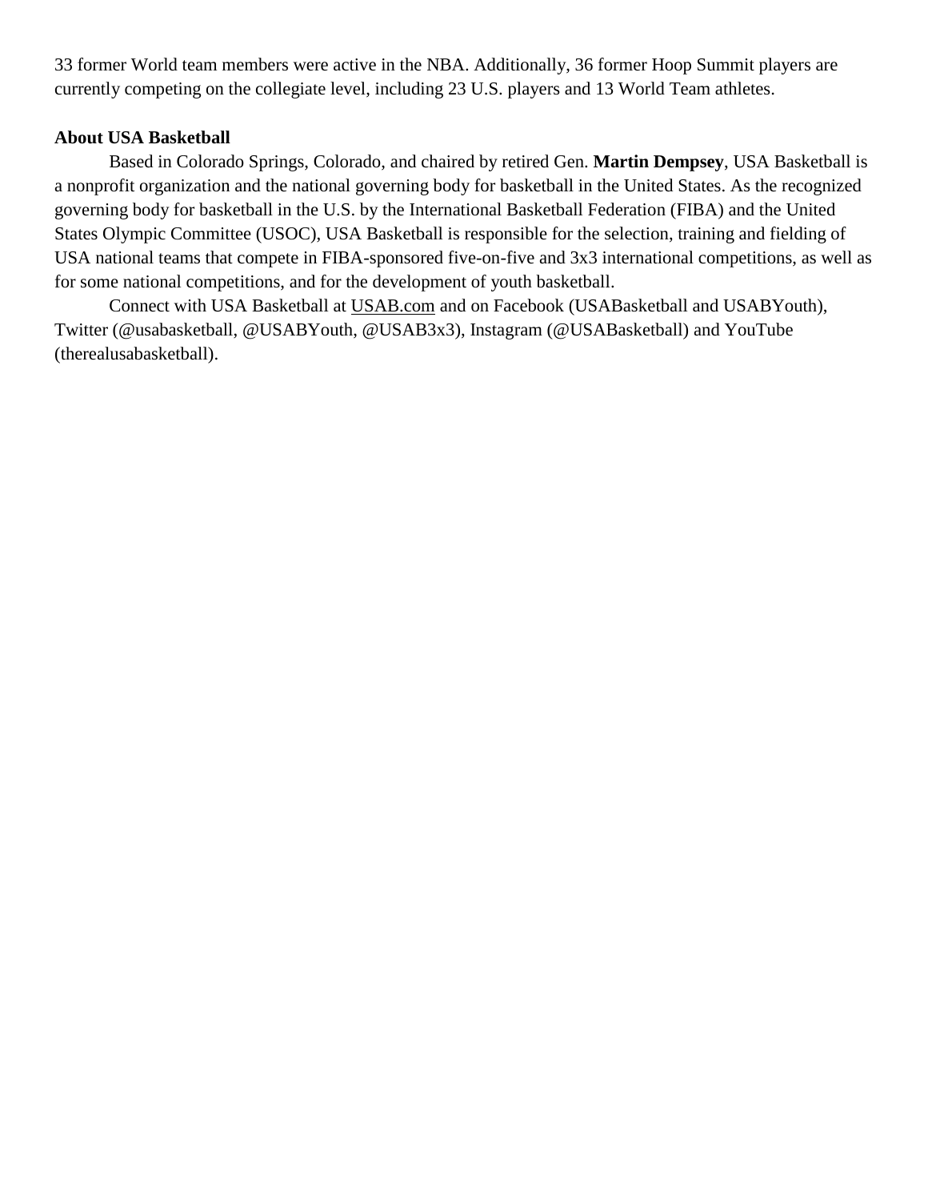33 former World team members were active in the NBA. Additionally, 36 former Hoop Summit players are currently competing on the collegiate level, including 23 U.S. players and 13 World Team athletes.

**About USA Basketball**

Based in Colorado Springs, Colorado, and chaired by retired Gen. **Martin Dempsey**, USA Basketball is a nonprofit organization and the national governing body for basketball in the United States. As the recognized governing body for basketball in the U.S. by the International Basketball Federation (FIBA) and the United States Olympic Committee (USOC), USA Basketball is responsible for the selection, training and fielding of USA national teams that compete in FIBA-sponsored five-on-five and 3x3 international competitions, as well as for some national competitions, and for the development of youth basketball.

Connect with USA Basketball at USAB.com and on Facebook (USABasketball and USABYouth), Twitter (@usabasketball, @USABYouth, @USAB3x3), Instagram (@USABasketball) and YouTube (therealusabasketball).